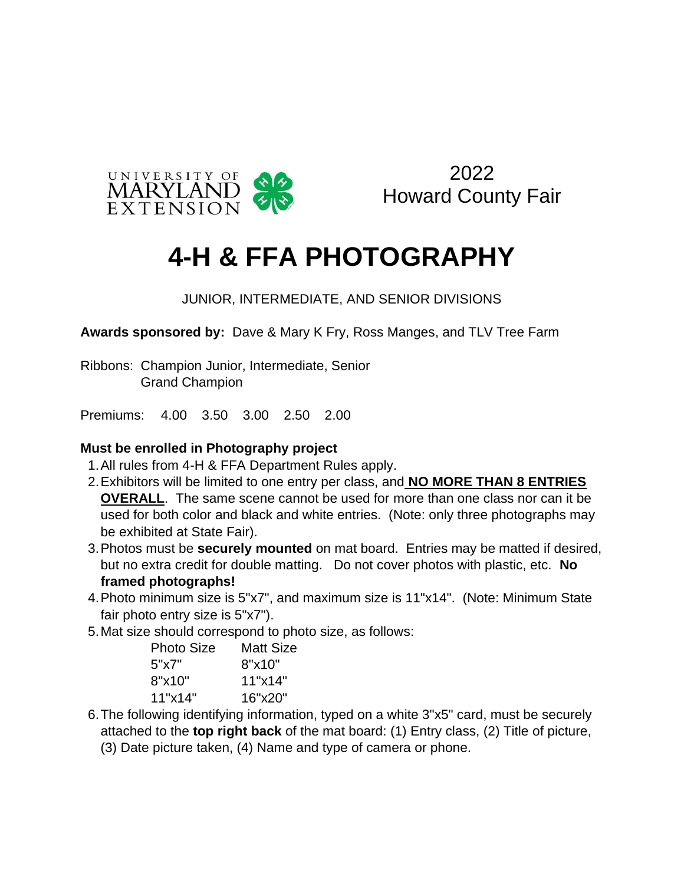UNIVERSITY OF MARYLAND EXTENSION

2022
Howard County Fair

# 4-H & FFA PHOTOGRAPHY

JUNIOR, INTERMEDIATE, AND SENIOR DIVISIONS

**Awards sponsored by:** Dave & Mary K Fry, Ross Manges, and TLV Tree Farm

Ribbons: Champion Junior, Intermediate, Senior
Grand Champion

Premiums: 4.00 3.50 3.00 2.50 2.00

**Must be enrolled in Photography project**

1. All rules from 4-H & FFA Department Rules apply.
2. Exhibitors will be limited to one entry per class, and **NO MORE THAN 8 ENTRIES OVERALL**. The same scene cannot be used for more than one class nor can it be used for both color and black and white entries. (Note: only three photographs may be exhibited at State Fair).
3. Photos must be **securely mounted** on mat board. Entries may be matted if desired, but no extra credit for double matting. Do not cover photos with plastic, etc. **No framed photographs!**
4. Photo minimum size is 5"x7", and maximum size is 11"x14". (Note: Minimum State fair photo entry size is 5"x7").
5. Mat size should correspond to photo size, as follows:

| Photo Size | Matt Size |
|---|---|
| 5"x7" | 8"x10" |
| 8"x10" | 11"x14" |
| 11"x14" | 16"x20" |

6. The following identifying information, typed on a white 3"x5" card, must be securely attached to the **top right back** of the mat board: (1) Entry class, (2) Title of picture, (3) Date picture taken, (4) Name and type of camera or phone.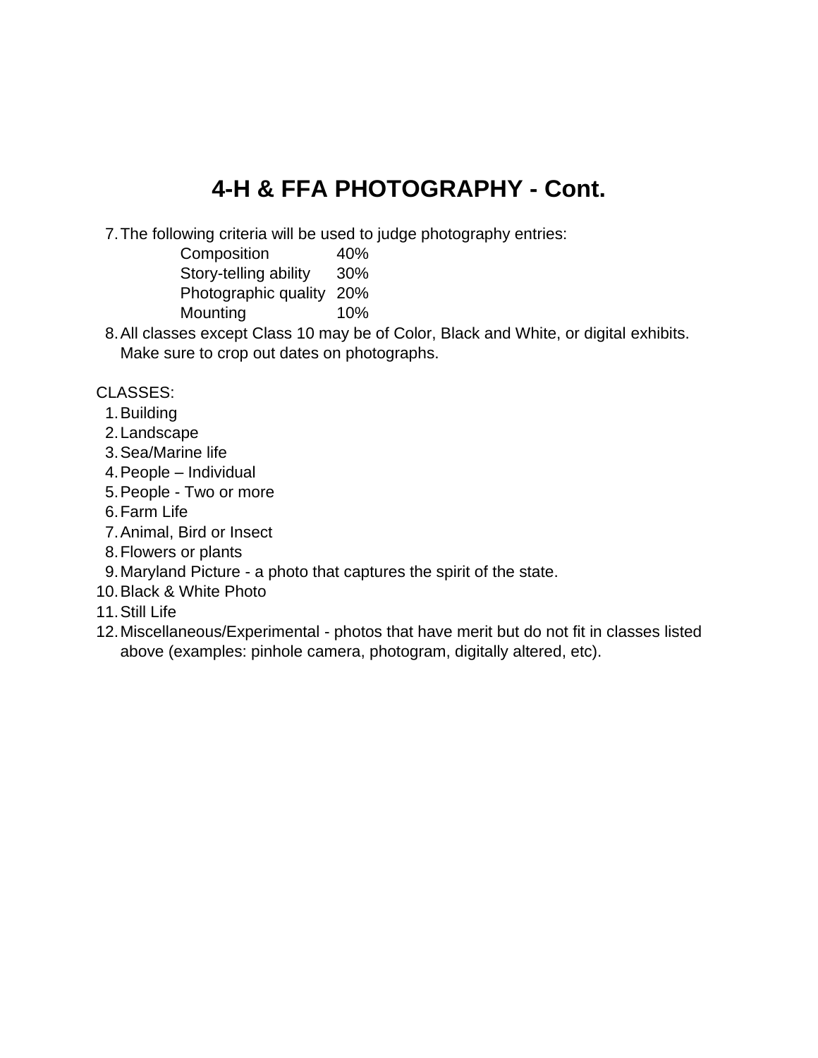# 4-H & FFA PHOTOGRAPHY - Cont.

7. The following criteria will be used to judge photography entries:

| | |
|---|---|
| Composition | 40% |
| Story-telling ability | 30% |
| Photographic quality | 20% |
| Mounting | 10% |

8. All classes except Class 10 may be of Color, Black and White, or digital exhibits. Make sure to crop out dates on photographs.

CLASSES:

1. Building
2. Landscape
3. Sea/Marine life
4. People – Individual
5. People - Two or more
6. Farm Life
7. Animal, Bird or Insect
8. Flowers or plants
9. Maryland Picture - a photo that captures the spirit of the state.
10. Black & White Photo
11. Still Life
12. Miscellaneous/Experimental - photos that have merit but do not fit in classes listed above (examples: pinhole camera, photogram, digitally altered, etc).